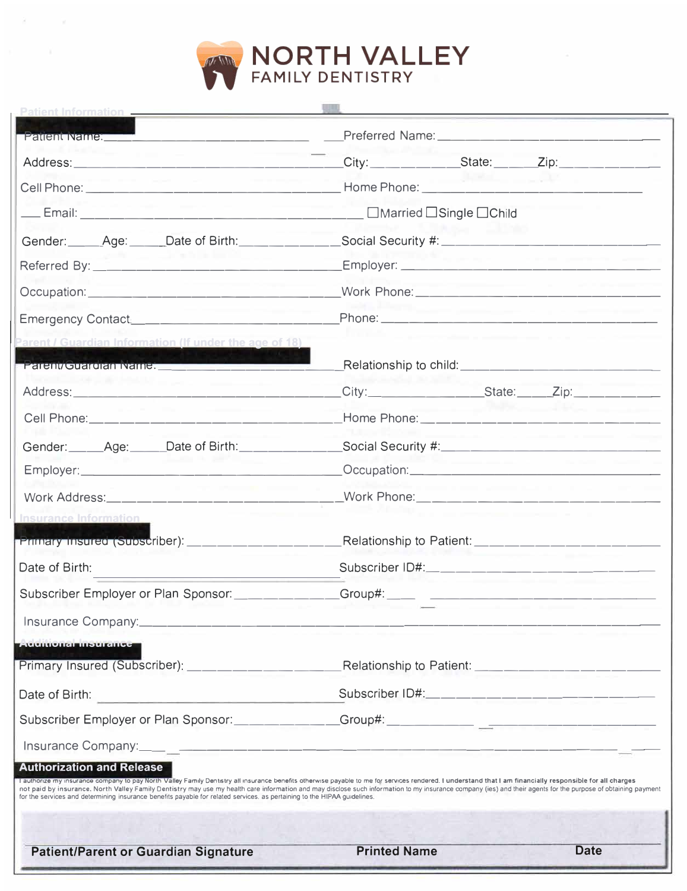# NORTH VALLEY
## FAMILY DENTISTRY

## Patient Information

Patient Name: ____________________ Preferred Name: ____________________

Address: ____________________ City: __________ State: ______ Zip: __________

Cell Phone: ____________________ Home Phone: ____________________

Email: ____________________ ☐Married ☐Single ☐Child

Gender: _____ Age: _____ Date of Birth: __________ Social Security #: ____________________

Referred By: ____________________ Employer: ____________________

Occupation: ____________________ Work Phone: ____________________

Emergency Contact: ____________________ Phone: ____________________

## Parent / Guardian Information (If under the age of 18)

Parent/Guardian Name: ____________________ Relationship to child: ____________________

Address: ____________________ City: __________ State: ______ Zip: __________

Cell Phone: ____________________ Home Phone: ____________________

Gender: _____ Age: _____ Date of Birth: __________ Social Security #: ____________________

Employer: ____________________ Occupation: ____________________

Work Address: ____________________ Work Phone: ____________________

## Insurance Information

Primary Insured (Subscriber): ____________________ Relationship to Patient: ____________________

Date of Birth: ____________________ Subscriber ID#: ____________________

Subscriber Employer or Plan Sponsor: ____________________ Group#: ____________________

Insurance Company: ____________________

## Additional Insurance

Primary Insured (Subscriber): ____________________ Relationship to Patient: ____________________

Date of Birth: ____________________ Subscriber ID#: ____________________

Subscriber Employer or Plan Sponsor: ____________________ Group#: ____________________

Insurance Company: ____________________

## Authorization and Release

I authorize my insurance company to pay North Valley Family Dentistry all insurance benefits otherwise payable to me for services rendered. I understand that I am financially responsible for all charges not paid by insurance. North Valley Family Dentistry may use my health care information and may disclose such information to my insurance company (ies) and their agents for the purpose of obtaining payment for the services and determining insurance benefits payable for related services, as pertaining to the HIPAA guidelines.

**Patient/Parent or Guardian Signature** ____________________ **Printed Name** ____________________ **Date** __________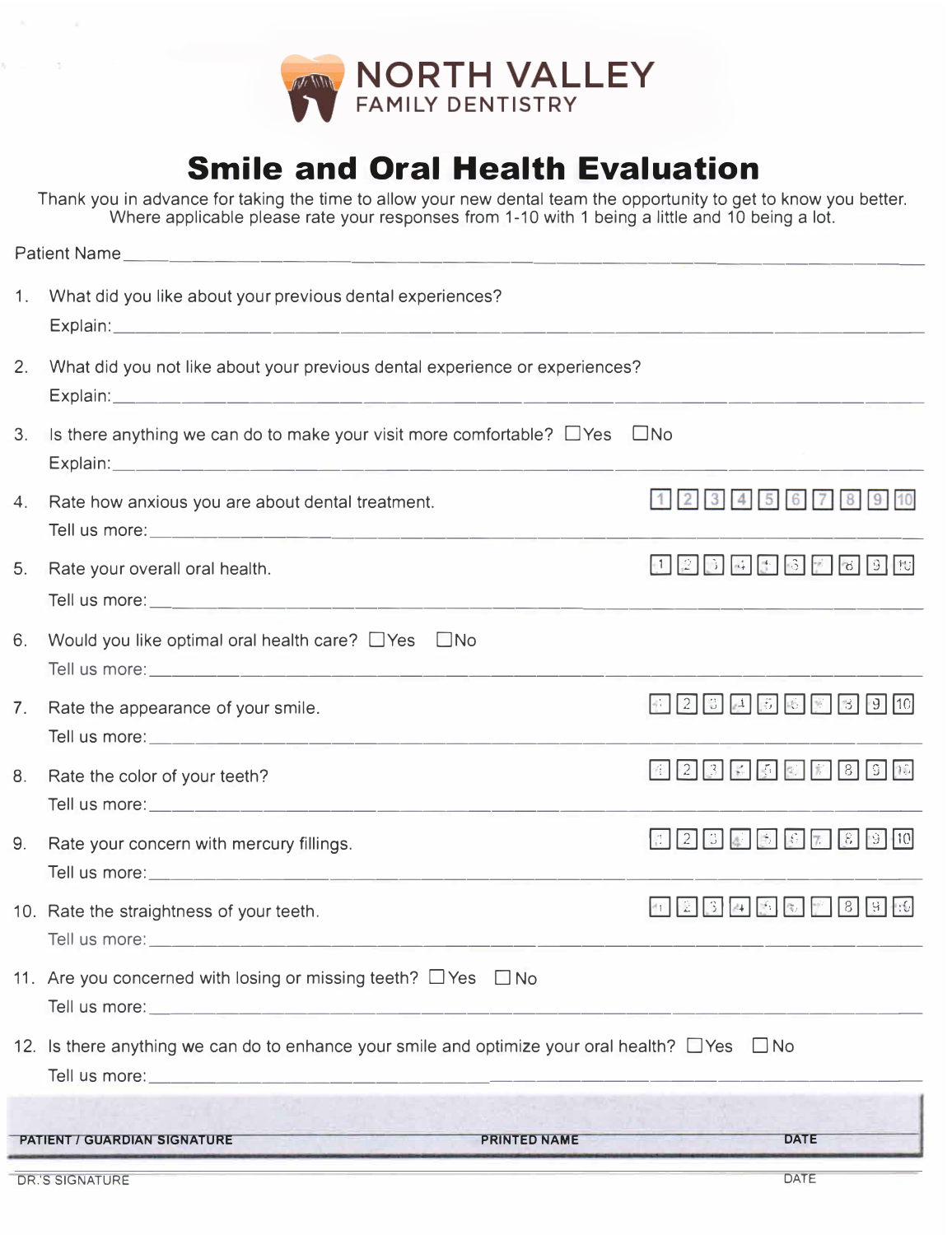# NORTH VALLEY
## FAMILY DENTISTRY

# Smile and Oral Health Evaluation

Thank you in advance for taking the time to allow your new dental team the opportunity to get to know you better. Where applicable please rate your responses from 1-10 with 1 being a little and 10 being a lot.

Patient Name ____________________________________________

1. What did you like about your previous dental experiences?
   Explain: ____________________________________________

2. What did you not like about your previous dental experience or experiences?
   Explain: ____________________________________________

3. Is there anything we can do to make your visit more comfortable? ☐ Yes ☐ No
   Explain: ____________________________________________

4. Rate how anxious you are about dental treatment. ☐ 1 ☐ 2 ☐ 3 ☐ 4 ☐ 5 ☐ 6 ☐ 7 ☐ 8 ☐ 9 ☐ 10
   Tell us more: ____________________________________________

5. Rate your overall oral health. ☐ 1 ☐ 2 ☐ 3 ☐ 4 ☐ 5 ☐ 6 ☐ 7 ☐ 8 ☐ 9 ☐ 10
   Tell us more: ____________________________________________

6. Would you like optimal oral health care? ☐ Yes ☐ No
   Tell us more: ____________________________________________

7. Rate the appearance of your smile. ☐ 1 ☐ 2 ☐ 3 ☐ 4 ☐ 5 ☐ 6 ☐ 7 ☐ 8 ☐ 9 ☐ 10
   Tell us more: ____________________________________________

8. Rate the color of your teeth? ☐ 1 ☐ 2 ☐ 3 ☐ 4 ☐ 5 ☐ 6 ☐ 7 ☐ 8 ☐ 9 ☐ 10
   Tell us more: ____________________________________________

9. Rate your concern with mercury fillings. ☐ 1 ☐ 2 ☐ 3 ☐ 4 ☐ 5 ☐ 6 ☐ 7 ☐ 8 ☐ 9 ☐ 10
   Tell us more: ____________________________________________

10. Rate the straightness of your teeth. ☐ 1 ☐ 2 ☐ 3 ☐ 4 ☐ 5 ☐ 6 ☐ 7 ☐ 8 ☐ 9 ☐ 10
    Tell us more: ____________________________________________

11. Are you concerned with losing or missing teeth? ☐ Yes ☐ No
    Tell us more: ____________________________________________

12. Is there anything we can do to enhance your smile and optimize your oral health? ☐ Yes ☐ No
    Tell us more: ____________________________________________

| PATIENT / GUARDIAN SIGNATURE | PRINTED NAME | DATE |
|---|---|---|
| | | |

| DR.'S SIGNATURE | DATE |
|---|---|
| | |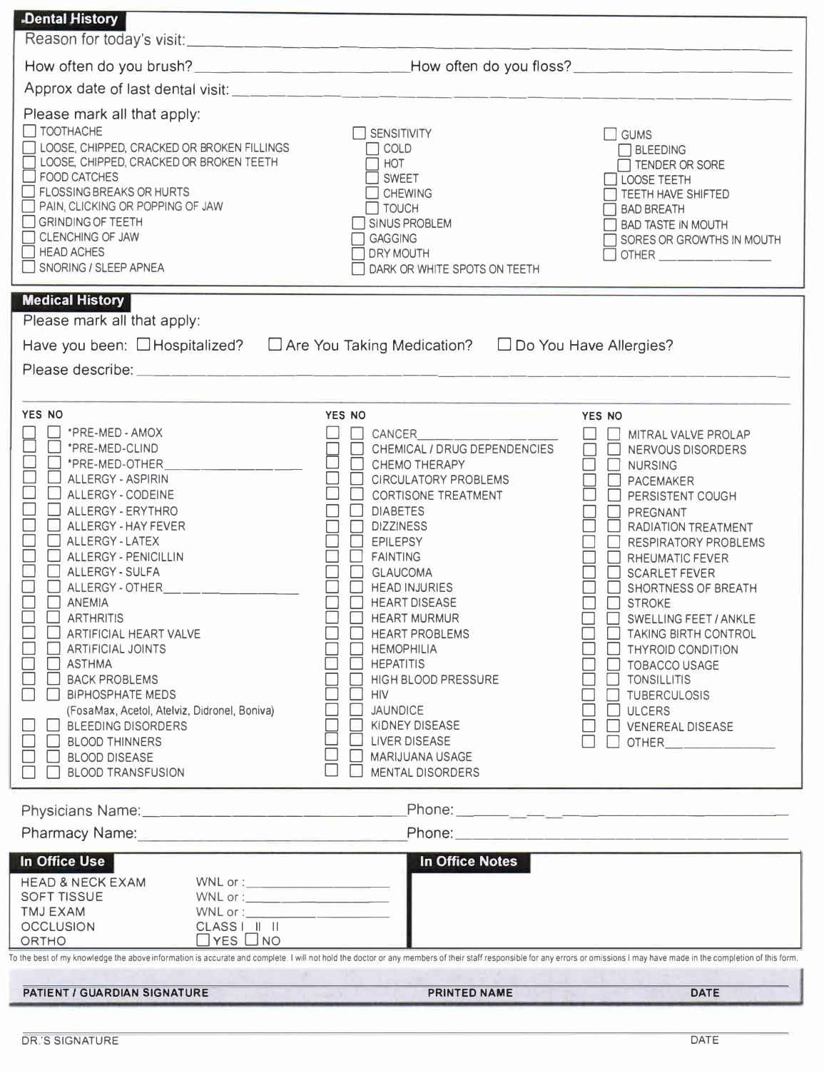## Dental History

Reason for today's visit: ______________________________

How often do you brush? ______________ How often do you floss? ______________

Approx date of last dental visit: ______________________________

Please mark all that apply:

- ☐ TOOTHACHE
- ☐ LOOSE, CHIPPED, CRACKED OR BROKEN FILLINGS
- ☐ LOOSE, CHIPPED, CRACKED OR BROKEN TEETH
- ☐ FOOD CATCHES
- ☐ FLOSSING BREAKS OR HURTS
- ☐ PAIN, CLICKING OR POPPING OF JAW
- ☐ GRINDING OF TEETH
- ☐ CLENCHING OF JAW
- ☐ HEAD ACHES
- ☐ SNORING / SLEEP APNEA
- ☐ SENSITIVITY
  - ☐ COLD
  - ☐ HOT
  - ☐ SWEET
  - ☐ CHEWING
  - ☐ TOUCH
- ☐ SINUS PROBLEM
- ☐ GAGGING
- ☐ DRY MOUTH
- ☐ DARK OR WHITE SPOTS ON TEETH
- ☐ GUMS
  - ☐ BLEEDING
  - ☐ TENDER OR SORE
- ☐ LOOSE TEETH
- ☐ TEETH HAVE SHIFTED
- ☐ BAD BREATH
- ☐ BAD TASTE IN MOUTH
- ☐ SORES OR GROWTHS IN MOUTH
- ☐ OTHER ______________

## Medical History

Please mark all that apply:

Have you been: ☐ Hospitalized? ☐ Are You Taking Medication? ☐ Do You Have Allergies?

Please describe: ______________________________

| YES | NO | | YES | NO | | YES | NO | |
|---|---|---|---|---|---|---|---|---|
| ☐ | ☐ | *PRE-MED - AMOX | ☐ | ☐ | CANCER ______ | ☐ | ☐ | MITRAL VALVE PROLAP |
| ☐ | ☐ | *PRE-MED-CLIND | ☐ | ☐ | CHEMICAL / DRUG DEPENDENCIES | ☐ | ☐ | NERVOUS DISORDERS |
| ☐ | ☐ | *PRE-MED-OTHER ______ | ☐ | ☐ | CHEMO THERAPY | ☐ | ☐ | NURSING |
| ☐ | ☐ | ALLERGY - ASPIRIN | ☐ | ☐ | CIRCULATORY PROBLEMS | ☐ | ☐ | PACEMAKER |
| ☐ | ☐ | ALLERGY - CODEINE | ☐ | ☐ | CORTISONE TREATMENT | ☐ | ☐ | PERSISTENT COUGH |
| ☐ | ☐ | ALLERGY - ERYTHRO | ☐ | ☐ | DIABETES | ☐ | ☐ | PREGNANT |
| ☐ | ☐ | ALLERGY - HAY FEVER | ☐ | ☐ | DIZZINESS | ☐ | ☐ | RADIATION TREATMENT |
| ☐ | ☐ | ALLERGY - LATEX | ☐ | ☐ | EPILEPSY | ☐ | ☐ | RESPIRATORY PROBLEMS |
| ☐ | ☐ | ALLERGY - PENICILLIN | ☐ | ☐ | FAINTING | ☐ | ☐ | RHEUMATIC FEVER |
| ☐ | ☐ | ALLERGY - SULFA | ☐ | ☐ | GLAUCOMA | ☐ | ☐ | SCARLET FEVER |
| ☐ | ☐ | ALLERGY - OTHER ______ | ☐ | ☐ | HEAD INJURIES | ☐ | ☐ | SHORTNESS OF BREATH |
| ☐ | ☐ | ANEMIA | ☐ | ☐ | HEART DISEASE | ☐ | ☐ | STROKE |
| ☐ | ☐ | ARTHRITIS | ☐ | ☐ | HEART MURMUR | ☐ | ☐ | SWELLING FEET / ANKLE |
| ☐ | ☐ | ARTIFICIAL HEART VALVE | ☐ | ☐ | HEART PROBLEMS | ☐ | ☐ | TAKING BIRTH CONTROL |
| ☐ | ☐ | ARTIFICIAL JOINTS | ☐ | ☐ | HEMOPHILIA | ☐ | ☐ | THYROID CONDITION |
| ☐ | ☐ | ASTHMA | ☐ | ☐ | HEPATITIS | ☐ | ☐ | TOBACCO USAGE |
| ☐ | ☐ | BACK PROBLEMS | ☐ | ☐ | HIGH BLOOD PRESSURE | ☐ | ☐ | TONSILLITIS |
| ☐ | ☐ | BIPHOSPHATE MEDS (FosaMax, Acetol, Atelviz, Didronel, Boniva) | ☐ | ☐ | HIV | ☐ | ☐ | TUBERCULOSIS |
| | | | ☐ | ☐ | JAUNDICE | ☐ | ☐ | ULCERS |
| ☐ | ☐ | BLEEDING DISORDERS | ☐ | ☐ | KIDNEY DISEASE | ☐ | ☐ | VENEREAL DISEASE |
| ☐ | ☐ | BLOOD THINNERS | ☐ | ☐ | LIVER DISEASE | ☐ | ☐ | OTHER ______ |
| ☐ | ☐ | BLOOD DISEASE | ☐ | ☐ | MARIJUANA USAGE | | | |
| ☐ | ☐ | BLOOD TRANSFUSION | ☐ | ☐ | MENTAL DISORDERS | | | |

Physicians Name: ______________________ Phone: ______________________

Pharmacy Name: ______________________ Phone: ______________________

### In Office Use

| | |
|---|---|
| HEAD & NECK EXAM | WNL or : ______________ |
| SOFT TISSUE | WNL or : ______________ |
| TMJ EXAM | WNL or : ______________ |
| OCCLUSION | CLASS I II II |
| ORTHO | ☐ YES ☐ NO |

### In Office Notes

To the best of my knowledge the above information is accurate and complete. I will not hold the doctor or any members of their staff responsible for any errors or omissions I may have made in the completion of this form.

PATIENT / GUARDIAN SIGNATURE ______________ PRINTED NAME ______________ DATE ______________

DR.'S SIGNATURE ______________ DATE ______________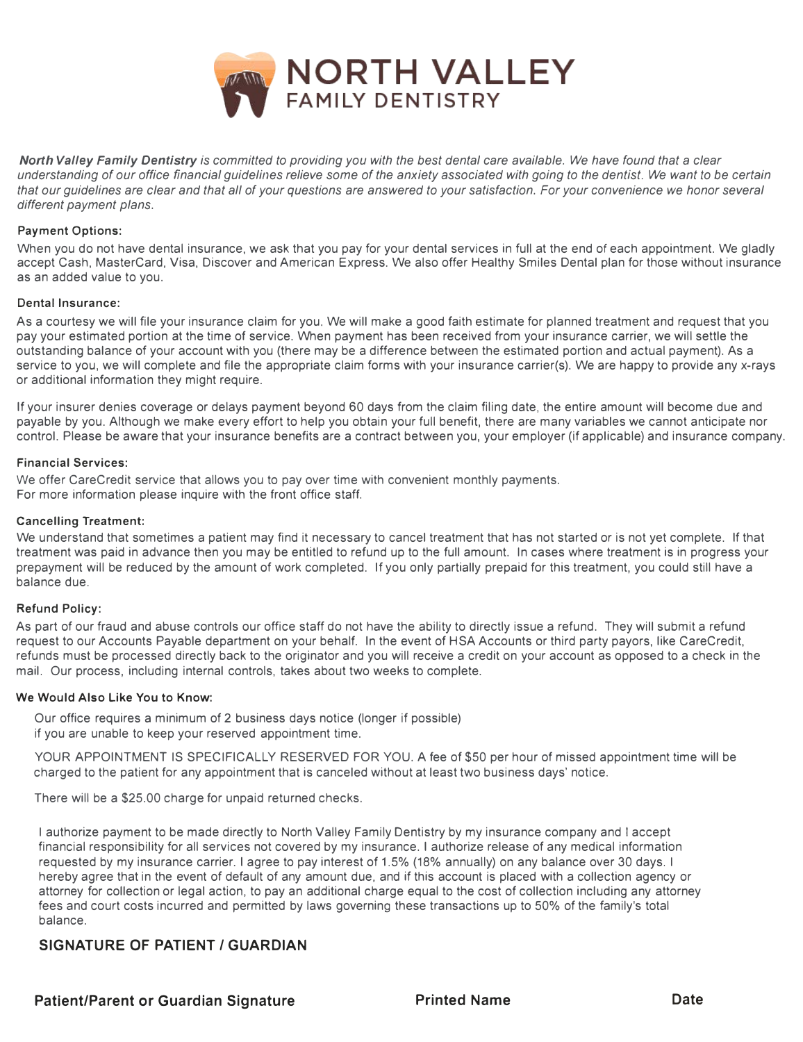# NORTH VALLEY FAMILY DENTISTRY

***North Valley Family Dentistry** is committed to providing you with the best dental care available. We have found that a clear understanding of our office financial guidelines relieve some of the anxiety associated with going to the dentist. We want to be certain that our guidelines are clear and that all of your questions are answered to your satisfaction. For your convenience we honor several different payment plans.*

**Payment Options:**

When you do not have dental insurance, we ask that you pay for your dental services in full at the end of each appointment. We gladly accept Cash, MasterCard, Visa, Discover and American Express. We also offer Healthy Smiles Dental plan for those without insurance as an added value to you.

**Dental Insurance:**

As a courtesy we will file your insurance claim for you. We will make a good faith estimate for planned treatment and request that you pay your estimated portion at the time of service. When payment has been received from your insurance carrier, we will settle the outstanding balance of your account with you (there may be a difference between the estimated portion and actual payment). As a service to you, we will complete and file the appropriate claim forms with your insurance carrier(s). We are happy to provide any x-rays or additional information they might require.

If your insurer denies coverage or delays payment beyond 60 days from the claim filing date, the entire amount will become due and payable by you. Although we make every effort to help you obtain your full benefit, there are many variables we cannot anticipate nor control. Please be aware that your insurance benefits are a contract between you, your employer (if applicable) and insurance company.

**Financial Services:**

We offer CareCredit service that allows you to pay over time with convenient monthly payments.
For more information please inquire with the front office staff.

**Cancelling Treatment:**

We understand that sometimes a patient may find it necessary to cancel treatment that has not started or is not yet complete. If that treatment was paid in advance then you may be entitled to refund up to the full amount. In cases where treatment is in progress your prepayment will be reduced by the amount of work completed. If you only partially prepaid for this treatment, you could still have a balance due.

**Refund Policy:**

As part of our fraud and abuse controls our office staff do not have the ability to directly issue a refund. They will submit a refund request to our Accounts Payable department on your behalf. In the event of HSA Accounts or third party payors, like CareCredit, refunds must be processed directly back to the originator and you will receive a credit on your account as opposed to a check in the mail. Our process, including internal controls, takes about two weeks to complete.

**We Would Also Like You to Know:**

Our office requires a minimum of 2 business days notice (longer if possible) if you are unable to keep your reserved appointment time.

YOUR APPOINTMENT IS SPECIFICALLY RESERVED FOR YOU. A fee of $50 per hour of missed appointment time will be charged to the patient for any appointment that is canceled without at least two business days' notice.

There will be a $25.00 charge for unpaid returned checks.

I authorize payment to be made directly to North Valley Family Dentistry by my insurance company and I accept financial responsibility for all services not covered by my insurance. I authorize release of any medical information requested by my insurance carrier. I agree to pay interest of 1.5% (18% annually) on any balance over 30 days. I hereby agree that in the event of default of any amount due, and if this account is placed with a collection agency or attorney for collection or legal action, to pay an additional charge equal to the cost of collection including any attorney fees and court costs incurred and permitted by laws governing these transactions up to 50% of the family's total balance.

**SIGNATURE OF PATIENT / GUARDIAN**

| Patient/Parent or Guardian Signature | Printed Name | Date |
|---|---|---|
| | | |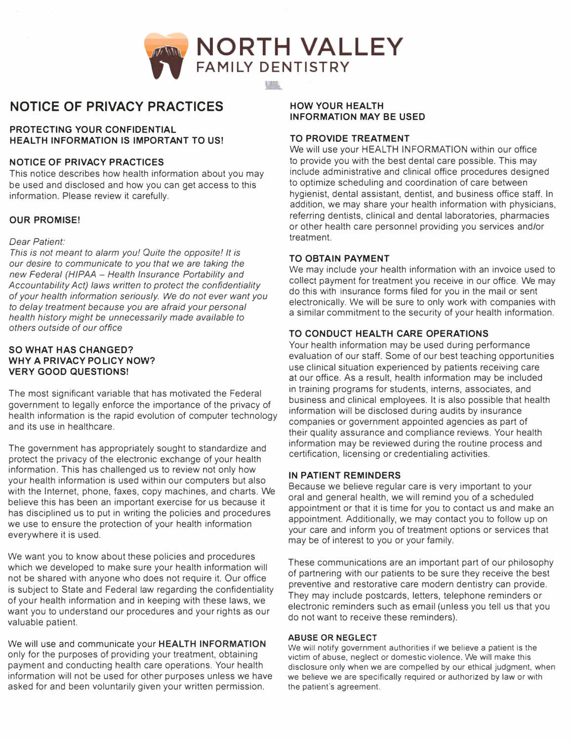# NORTH VALLEY FAMILY DENTISTRY

## NOTICE OF PRIVACY PRACTICES

### PROTECTING YOUR CONFIDENTIAL HEALTH INFORMATION IS IMPORTANT TO US!

### NOTICE OF PRIVACY PRACTICES

This notice describes how health information about you may be used and disclosed and how you can get access to this information. Please review it carefully.

### OUR PROMISE!

*Dear Patient:*

*This is not meant to alarm you! Quite the opposite! It is our desire to communicate to you that we are taking the new Federal (HIPAA – Health Insurance Portability and Accountability Act) laws written to protect the confidentiality of your health information seriously. We do not ever want you to delay treatment because you are afraid your personal health history might be unnecessarily made available to others outside of our office*

### SO WHAT HAS CHANGED? WHY A PRIVACY POLICY NOW? VERY GOOD QUESTIONS!

The most significant variable that has motivated the Federal government to legally enforce the importance of the privacy of health information is the rapid evolution of computer technology and its use in healthcare.

The government has appropriately sought to standardize and protect the privacy of the electronic exchange of your health information. This has challenged us to review not only how your health information is used within our computers but also with the Internet, phone, faxes, copy machines, and charts. We believe this has been an important exercise for us because it has disciplined us to put in writing the policies and procedures we use to ensure the protection of your health information everywhere it is used.

We want you to know about these policies and procedures which we developed to make sure your health information will not be shared with anyone who does not require it. Our office is subject to State and Federal law regarding the confidentiality of your health information and in keeping with these laws, we want you to understand our procedures and your rights as our valuable patient.

We will use and communicate your **HEALTH INFORMATION** only for the purposes of providing your treatment, obtaining payment and conducting health care operations. Your health information will not be used for other purposes unless we have asked for and been voluntarily given your written permission.

### HOW YOUR HEALTH INFORMATION MAY BE USED

### TO PROVIDE TREATMENT

We will use your HEALTH INFORMATION within our office to provide you with the best dental care possible. This may include administrative and clinical office procedures designed to optimize scheduling and coordination of care between hygienist, dental assistant, dentist, and business office staff. In addition, we may share your health information with physicians, referring dentists, clinical and dental laboratories, pharmacies or other health care personnel providing you services and/or treatment.

### TO OBTAIN PAYMENT

We may include your health information with an invoice used to collect payment for treatment you receive in our office. We may do this with insurance forms filed for you in the mail or sent electronically. We will be sure to only work with companies with a similar commitment to the security of your health information.

### TO CONDUCT HEALTH CARE OPERATIONS

Your health information may be used during performance evaluation of our staff. Some of our best teaching opportunities use clinical situation experienced by patients receiving care at our office. As a result, health information may be included in training programs for students, interns, associates, and business and clinical employees. It is also possible that health information will be disclosed during audits by insurance companies or government appointed agencies as part of their quality assurance and compliance reviews. Your health information may be reviewed during the routine process and certification, licensing or credentialing activities.

### IN PATIENT REMINDERS

Because we believe regular care is very important to your oral and general health, we will remind you of a scheduled appointment or that it is time for you to contact us and make an appointment. Additionally, we may contact you to follow up on your care and inform you of treatment options or services that may be of interest to you or your family.

These communications are an important part of our philosophy of partnering with our patients to be sure they receive the best preventive and restorative care modern dentistry can provide. They may include postcards, letters, telephone reminders or electronic reminders such as email (unless you tell us that you do not want to receive these reminders).

### ABUSE OR NEGLECT

We will notify government authorities if we believe a patient is the victim of abuse, neglect or domestic violence. We will make this disclosure only when we are compelled by our ethical judgment, when we believe we are specifically required or authorized by law or with the patient's agreement.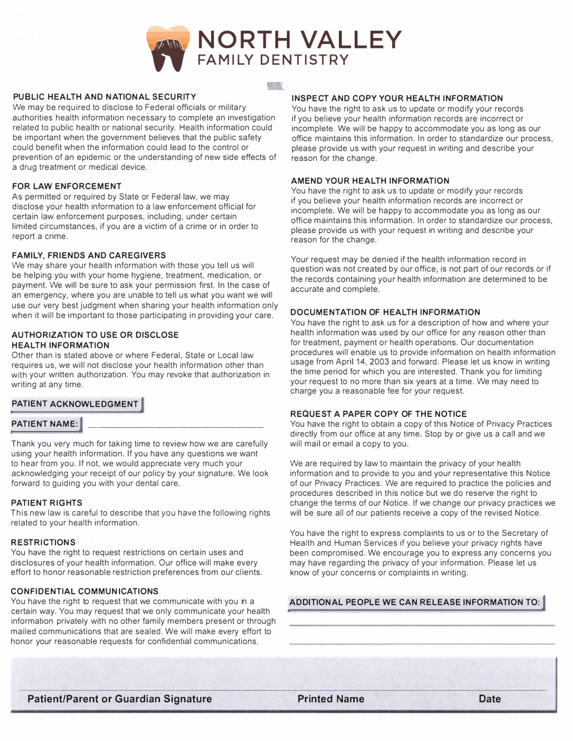# NORTH VALLEY
## FAMILY DENTISTRY

### PUBLIC HEALTH AND NATIONAL SECURITY

We may be required to disclose to Federal officials or military authorities health information necessary to complete an investigation related to public health or national security. Health information could be important when the government believes that the public safety could benefit when the information could lead to the control or prevention of an epidemic or the understanding of new side effects of a drug treatment or medical device.

### FOR LAW ENFORCEMENT

As permitted or required by State or Federal law, we may disclose your health information to a law enforcement official for certain law enforcement purposes, including, under certain limited circumstances, if you are a victim of a crime or in order to report a crime.

### FAMILY, FRIENDS AND CAREGIVERS

We may share your health information with those you tell us will be helping you with your home hygiene, treatment, medication, or payment. We will be sure to ask your permission first. In the case of an emergency, where you are unable to tell us what you want we will use our very best judgment when sharing your health information only when it will be important to those participating in providing your care.

### AUTHORIZATION TO USE OR DISCLOSE HEALTH INFORMATION

Other than is stated above or where Federal, State or Local law requires us, we will not disclose your health information other than with your written authorization. You may revoke that authorization in writing at any time.

### PATIENT ACKNOWLEDGMENT

**PATIENT NAME:** ______________________________

Thank you very much for taking time to review how we are carefully using your health information. If you have any questions we want to hear from you. If not, we would appreciate very much your acknowledging your receipt of our policy by your signature. We look forward to guiding you with your dental care.

### PATIENT RIGHTS

This new law is careful to describe that you have the following rights related to your health information.

### RESTRICTIONS

You have the right to request restrictions on certain uses and disclosures of your health information. Our office will make every effort to honor reasonable restriction preferences from our clients.

### CONFIDENTIAL COMMUNICATIONS

You have the right to request that we communicate with you in a certain way. You may request that we only communicate your health information privately with no other family members present or through mailed communications that are sealed. We will make every effort to honor your reasonable requests for confidential communications.

### INSPECT AND COPY YOUR HEALTH INFORMATION

You have the right to ask us to update or modify your records if you believe your health information records are incorrect or incomplete. We will be happy to accommodate you as long as our office maintains this information. In order to standardize our process, please provide us with your request in writing and describe your reason for the change.

### AMEND YOUR HEALTH INFORMATION

You have the right to ask us to update or modify your records if you believe your health information records are incorrect or incomplete. We will be happy to accommodate you as long as our office maintains this information. In order to standardize our process, please provide us with your request in writing and describe your reason for the change.

Your request may be denied if the health information record in question was not created by our office, is not part of our records or if the records containing your health information are determined to be accurate and complete.

### DOCUMENTATION OF HEALTH INFORMATION

You have the right to ask us for a description of how and where your health information was used by our office for any reason other than for treatment, payment or health operations. Our documentation procedures will enable us to provide information on health information usage from April 14, 2003 and forward. Please let us know in writing the time period for which you are interested. Thank you for limiting your request to no more than six years at a time. We may need to charge you a reasonable fee for your request.

### REQUEST A PAPER COPY OF THE NOTICE

You have the right to obtain a copy of this Notice of Privacy Practices directly from our office at any time. Stop by or give us a call and we will mail or email a copy to you.

We are required by law to maintain the privacy of your health information and to provide to you and your representative this Notice of our Privacy Practices. We are required to practice the policies and procedures described in this notice but we do reserve the right to change the terms of our Notice. If we change our privacy practices we will be sure all of our patients receive a copy of the revised Notice.

You have the right to express complaints to us or to the Secretary of Health and Human Services if you believe your privacy rights have been compromised. We encourage you to express any concerns you may have regarding the privacy of your information. Please let us know of your concerns or complaints in writing.

### ADDITIONAL PEOPLE WE CAN RELEASE INFORMATION TO:

______________________________

______________________________

**Patient/Parent or Guardian Signature** **Printed Name** **Date**